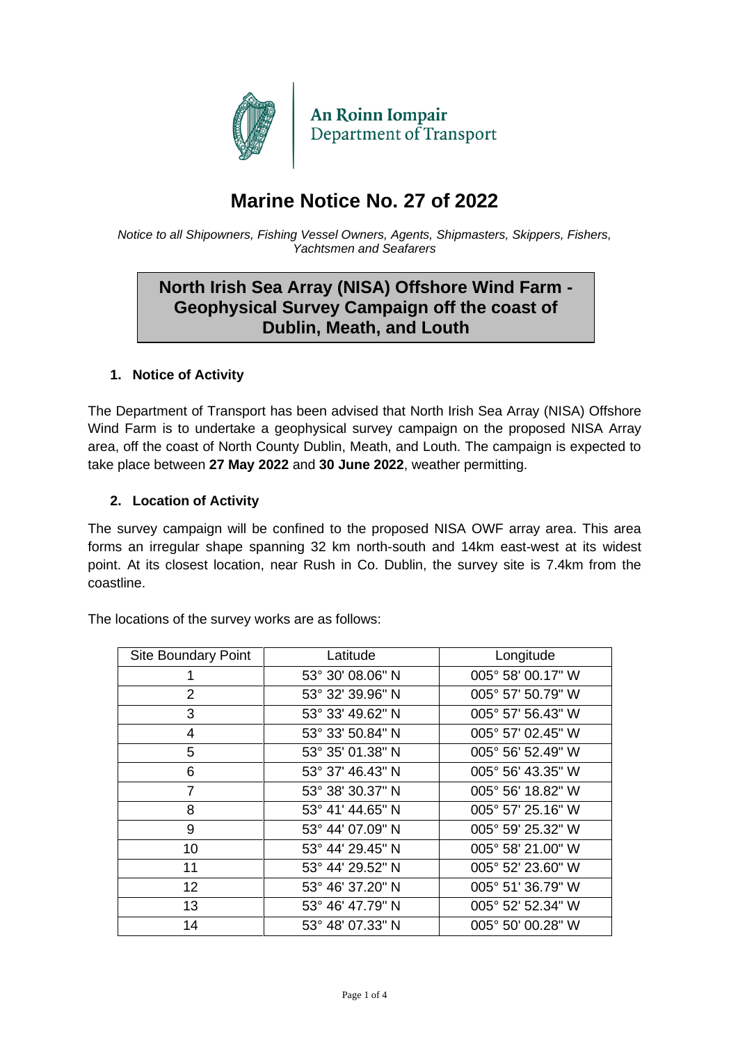An Roinn Iompair
Department of Transport

# Marine Notice No. 27 of 2022

*Notice to all Shipowners, Fishing Vessel Owners, Agents, Shipmasters, Skippers, Fishers, Yachtsmen and Seafarers*

## North Irish Sea Array (NISA) Offshore Wind Farm - Geophysical Survey Campaign off the coast of Dublin, Meath, and Louth

### 1. Notice of Activity

The Department of Transport has been advised that North Irish Sea Array (NISA) Offshore Wind Farm is to undertake a geophysical survey campaign on the proposed NISA Array area, off the coast of North County Dublin, Meath, and Louth. The campaign is expected to take place between **27 May 2022** and **30 June 2022**, weather permitting.

### 2. Location of Activity

The survey campaign will be confined to the proposed NISA OWF array area. This area forms an irregular shape spanning 32 km north-south and 14km east-west at its widest point. At its closest location, near Rush in Co. Dublin, the survey site is 7.4km from the coastline.

The locations of the survey works are as follows:

| Site Boundary Point | Latitude | Longitude |
|---|---|---|
| 1 | 53° 30' 08.06" N | 005° 58' 00.17" W |
| 2 | 53° 32' 39.96" N | 005° 57' 50.79" W |
| 3 | 53° 33' 49.62" N | 005° 57' 56.43" W |
| 4 | 53° 33' 50.84" N | 005° 57' 02.45" W |
| 5 | 53° 35' 01.38" N | 005° 56' 52.49" W |
| 6 | 53° 37' 46.43" N | 005° 56' 43.35" W |
| 7 | 53° 38' 30.37" N | 005° 56' 18.82" W |
| 8 | 53° 41' 44.65" N | 005° 57' 25.16" W |
| 9 | 53° 44' 07.09" N | 005° 59' 25.32" W |
| 10 | 53° 44' 29.45" N | 005° 58' 21.00" W |
| 11 | 53° 44' 29.52" N | 005° 52' 23.60" W |
| 12 | 53° 46' 37.20" N | 005° 51' 36.79" W |
| 13 | 53° 46' 47.79" N | 005° 52' 52.34" W |
| 14 | 53° 48' 07.33" N | 005° 50' 00.28" W |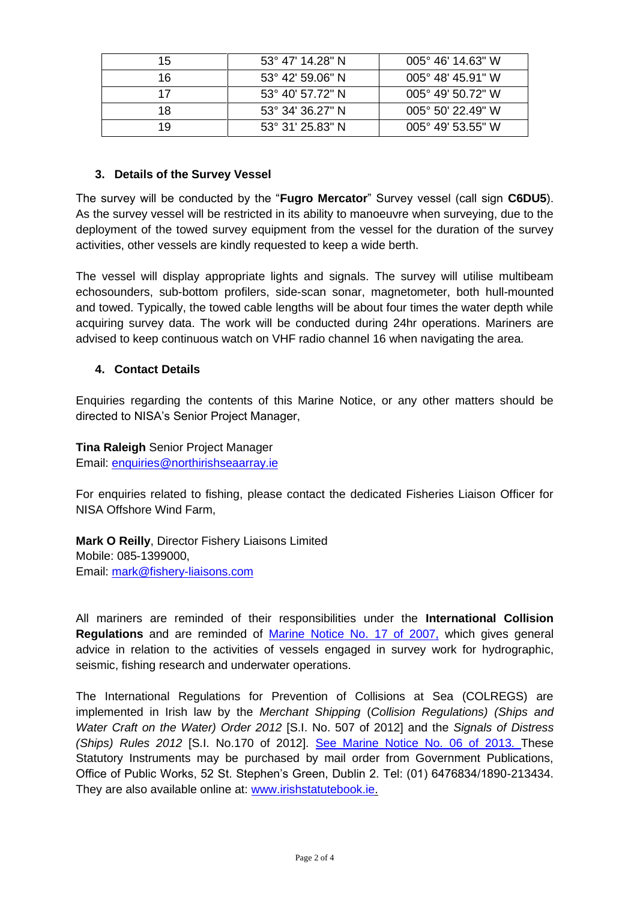| 15 | 53° 47' 14.28" N | 005° 46' 14.63" W |
|---|---|---|
| 16 | 53° 42' 59.06" N | 005° 48' 45.91" W |
| 17 | 53° 40' 57.72" N | 005° 49' 50.72" W |
| 18 | 53° 34' 36.27" N | 005° 50' 22.49" W |
| 19 | 53° 31' 25.83" N | 005° 49' 53.55" W |

### 3. Details of the Survey Vessel

The survey will be conducted by the "**Fugro Mercator**" Survey vessel (call sign **C6DU5**). As the survey vessel will be restricted in its ability to manoeuvre when surveying, due to the deployment of the towed survey equipment from the vessel for the duration of the survey activities, other vessels are kindly requested to keep a wide berth.

The vessel will display appropriate lights and signals. The survey will utilise multibeam echosounders, sub-bottom profilers, side-scan sonar, magnetometer, both hull-mounted and towed. Typically, the towed cable lengths will be about four times the water depth while acquiring survey data. The work will be conducted during 24hr operations. Mariners are advised to keep continuous watch on VHF radio channel 16 when navigating the area.

### 4. Contact Details

Enquiries regarding the contents of this Marine Notice, or any other matters should be directed to NISA's Senior Project Manager,

**Tina Raleigh** Senior Project Manager
Email: enquiries@northirishseaarray.ie

For enquiries related to fishing, please contact the dedicated Fisheries Liaison Officer for NISA Offshore Wind Farm,

**Mark O Reilly**, Director Fishery Liaisons Limited
Mobile: 085-1399000,
Email: mark@fishery-liaisons.com

All mariners are reminded of their responsibilities under the **International Collision Regulations** and are reminded of Marine Notice No. 17 of 2007, which gives general advice in relation to the activities of vessels engaged in survey work for hydrographic, seismic, fishing research and underwater operations.

The International Regulations for Prevention of Collisions at Sea (COLREGS) are implemented in Irish law by the *Merchant Shipping* (*Collision Regulations) (Ships and Water Craft on the Water) Order 2012* [S.I. No. 507 of 2012] and the *Signals of Distress (Ships) Rules 2012* [S.I. No.170 of 2012]. See Marine Notice No. 06 of 2013. These Statutory Instruments may be purchased by mail order from Government Publications, Office of Public Works, 52 St. Stephen's Green, Dublin 2. Tel: (01) 6476834/1890-213434. They are also available online at: www.irishstatutebook.ie.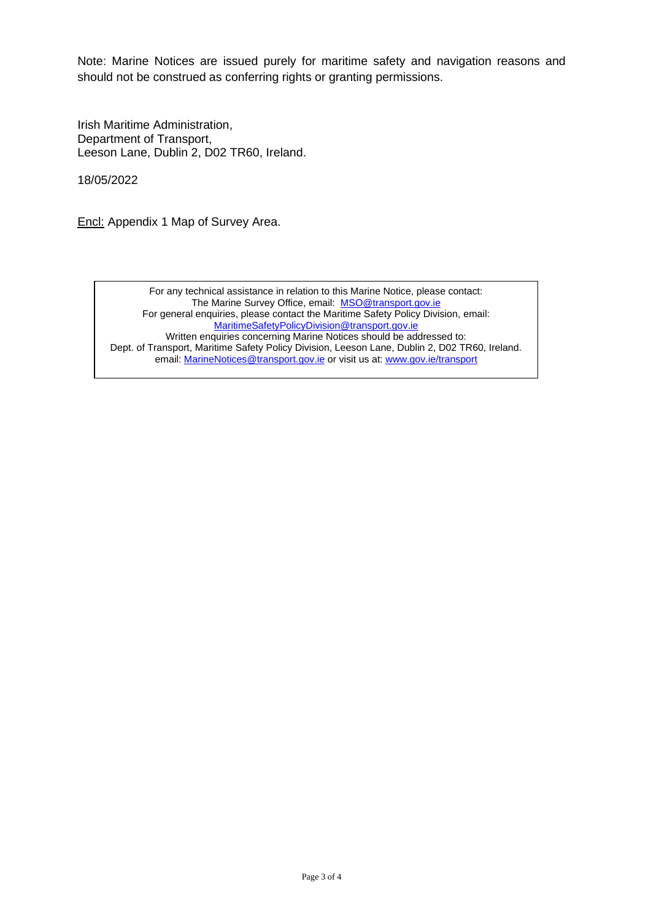Note: Marine Notices are issued purely for maritime safety and navigation reasons and should not be construed as conferring rights or granting permissions.

Irish Maritime Administration,
Department of Transport,
Leeson Lane, Dublin 2, D02 TR60, Ireland.

18/05/2022

<u>Encl:</u> Appendix 1 Map of Survey Area.

> For any technical assistance in relation to this Marine Notice, please contact:
> The Marine Survey Office, email: MSO@transport.gov.ie
> For general enquiries, please contact the Maritime Safety Policy Division, email: MaritimeSafetyPolicyDivision@transport.gov.ie
> Written enquiries concerning Marine Notices should be addressed to:
> Dept. of Transport, Maritime Safety Policy Division, Leeson Lane, Dublin 2, D02 TR60, Ireland.
> email: MarineNotices@transport.gov.ie or visit us at: www.gov.ie/transport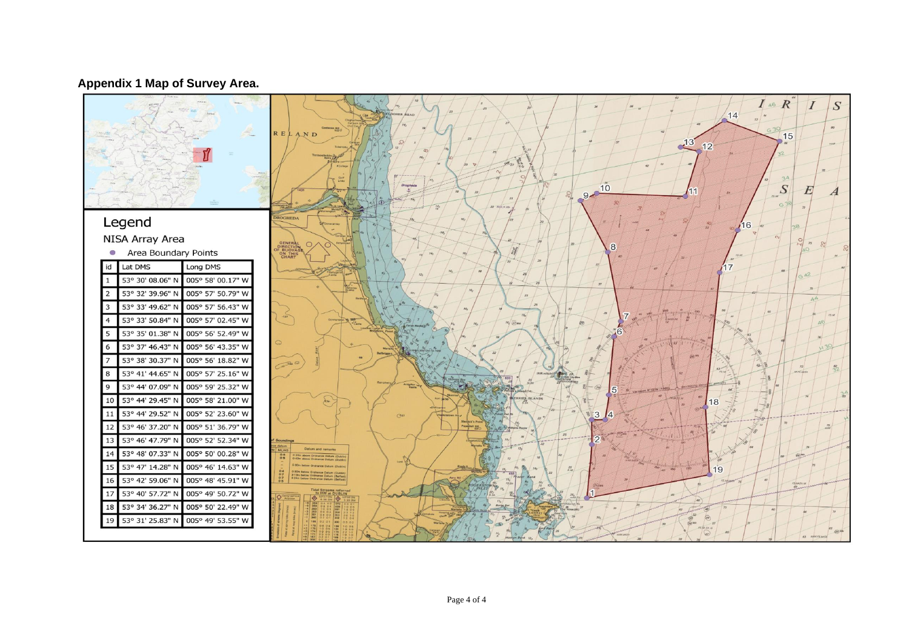## Appendix 1 Map of Survey Area.

### Legend

NISA Array Area

Area Boundary Points

| id | Lat DMS | Long DMS |
|---|---|---|
| 1 | 53° 30' 08.06" N | 005° 58' 00.17" W |
| 2 | 53° 32' 39.96" N | 005° 57' 50.79" W |
| 3 | 53° 33' 49.62" N | 005° 57' 56.43" W |
| 4 | 53° 33' 50.84" N | 005° 57' 02.45" W |
| 5 | 53° 35' 01.38" N | 005° 56' 52.49" W |
| 6 | 53° 37' 46.43" N | 005° 56' 43.35" W |
| 7 | 53° 38' 30.37" N | 005° 56' 18.82" W |
| 8 | 53° 41' 44.65" N | 005° 57' 25.16" W |
| 9 | 53° 44' 07.09" N | 005° 59' 25.32" W |
| 10 | 53° 44' 29.45" N | 005° 58' 21.00" W |
| 11 | 53° 44' 29.52" N | 005° 52' 23.60" W |
| 12 | 53° 46' 37.20" N | 005° 51' 36.79" W |
| 13 | 53° 46' 47.79" N | 005° 52' 52.34" W |
| 14 | 53° 48' 07.33" N | 005° 50' 00.28" W |
| 15 | 53° 47' 14.28" N | 005° 46' 14.63" W |
| 16 | 53° 42' 59.06" N | 005° 48' 45.91" W |
| 17 | 53° 40' 57.72" N | 005° 49' 50.72" W |
| 18 | 53° 34' 36.27" N | 005° 50' 22.49" W |
| 19 | 53° 31' 25.83" N | 005° 49' 53.55" W |